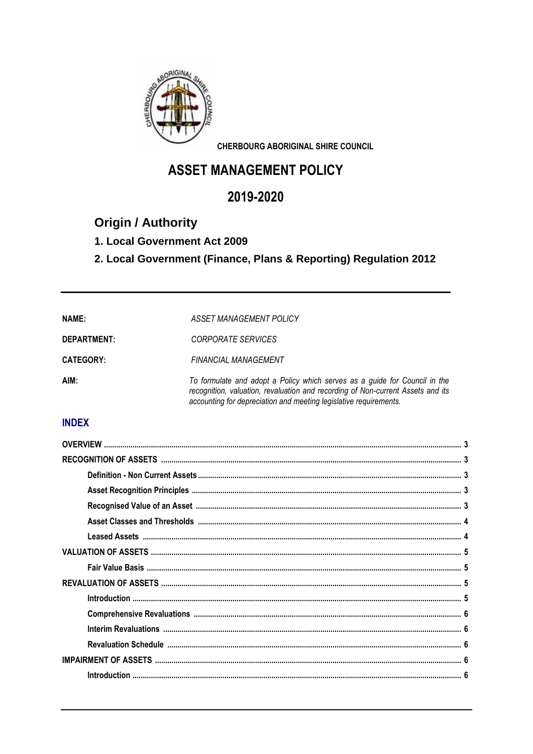CHERBOURG ABORIGINAL SHIRE COUNCIL

# ASSET MANAGEMENT POLICY

# 2019-2020

## Origin / Authority

### 1. Local Government Act 2009

### 2. Local Government (Finance, Plans & Reporting) Regulation 2012

---

**NAME:** *ASSET MANAGEMENT POLICY*

**DEPARTMENT:** *CORPORATE SERVICES*

**CATEGORY:** *FINANCIAL MANAGEMENT*

**AIM:** *To formulate and adopt a Policy which serves as a guide for Council in the recognition, valuation, revaluation and recording of Non-current Assets and its accounting for depreciation and meeting legislative requirements.*

## INDEX

| | |
|---|---|
| **OVERVIEW** | 3 |
| **RECOGNITION OF ASSETS** | 3 |
| &nbsp;&nbsp;&nbsp;&nbsp;**Definition - Non Current Assets** | 3 |
| &nbsp;&nbsp;&nbsp;&nbsp;**Asset Recognition Principles** | 3 |
| &nbsp;&nbsp;&nbsp;&nbsp;**Recognised Value of an Asset** | 3 |
| &nbsp;&nbsp;&nbsp;&nbsp;**Asset Classes and Thresholds** | 4 |
| &nbsp;&nbsp;&nbsp;&nbsp;**Leased Assets** | 4 |
| **VALUATION OF ASSETS** | 5 |
| &nbsp;&nbsp;&nbsp;&nbsp;**Fair Value Basis** | 5 |
| **REVALUATION OF ASSETS** | 5 |
| &nbsp;&nbsp;&nbsp;&nbsp;**Introduction** | 5 |
| &nbsp;&nbsp;&nbsp;&nbsp;**Comprehensive Revaluations** | 6 |
| &nbsp;&nbsp;&nbsp;&nbsp;**Interim Revaluations** | 6 |
| &nbsp;&nbsp;&nbsp;&nbsp;**Revaluation Schedule** | 6 |
| **IMPAIRMENT OF ASSETS** | 6 |
| &nbsp;&nbsp;&nbsp;&nbsp;**Introduction** | 6 |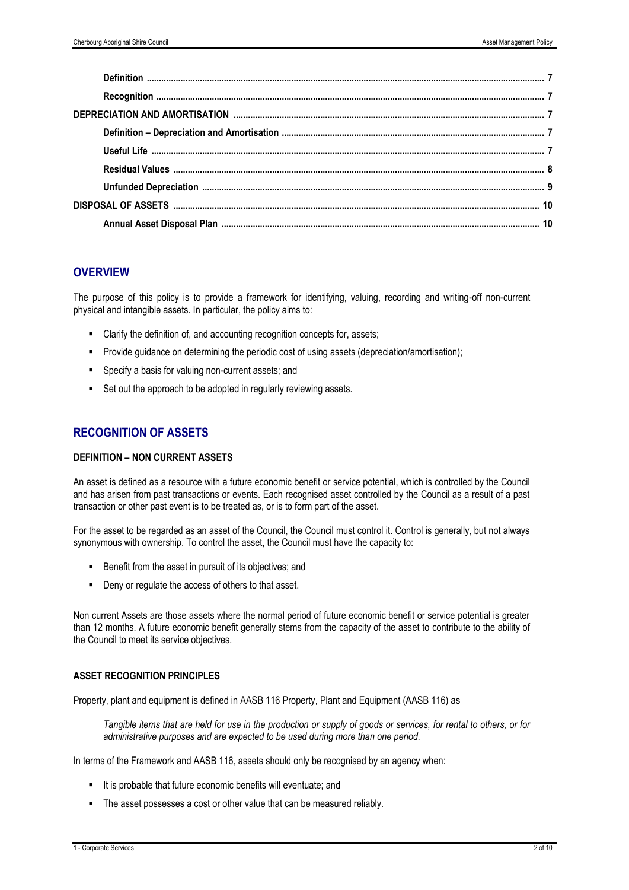- **Definition** ..... 7
- **Recognition** ..... 7

**DEPRECIATION AND AMORTISATION** ..... 7

- **Definition – Depreciation and Amortisation** ..... 7
- **Useful Life** ..... 7
- **Residual Values** ..... 8
- **Unfunded Depreciation** ..... 9

**DISPOSAL OF ASSETS** ..... 10

- **Annual Asset Disposal Plan** ..... 10

## OVERVIEW

The purpose of this policy is to provide a framework for identifying, valuing, recording and writing-off non-current physical and intangible assets. In particular, the policy aims to:

- Clarify the definition of, and accounting recognition concepts for, assets;
- Provide guidance on determining the periodic cost of using assets (depreciation/amortisation);
- Specify a basis for valuing non-current assets; and
- Set out the approach to be adopted in regularly reviewing assets.

## RECOGNITION OF ASSETS

### DEFINITION – NON CURRENT ASSETS

An asset is defined as a resource with a future economic benefit or service potential, which is controlled by the Council and has arisen from past transactions or events. Each recognised asset controlled by the Council as a result of a past transaction or other past event is to be treated as, or is to form part of the asset.

For the asset to be regarded as an asset of the Council, the Council must control it. Control is generally, but not always synonymous with ownership. To control the asset, the Council must have the capacity to:

- Benefit from the asset in pursuit of its objectives; and
- Deny or regulate the access of others to that asset.

Non current Assets are those assets where the normal period of future economic benefit or service potential is greater than 12 months. A future economic benefit generally stems from the capacity of the asset to contribute to the ability of the Council to meet its service objectives.

### ASSET RECOGNITION PRINCIPLES

Property, plant and equipment is defined in AASB 116 Property, Plant and Equipment (AASB 116) as

> *Tangible items that are held for use in the production or supply of goods or services, for rental to others, or for administrative purposes and are expected to be used during more than one period.*

In terms of the Framework and AASB 116, assets should only be recognised by an agency when:

- It is probable that future economic benefits will eventuate; and
- The asset possesses a cost or other value that can be measured reliably.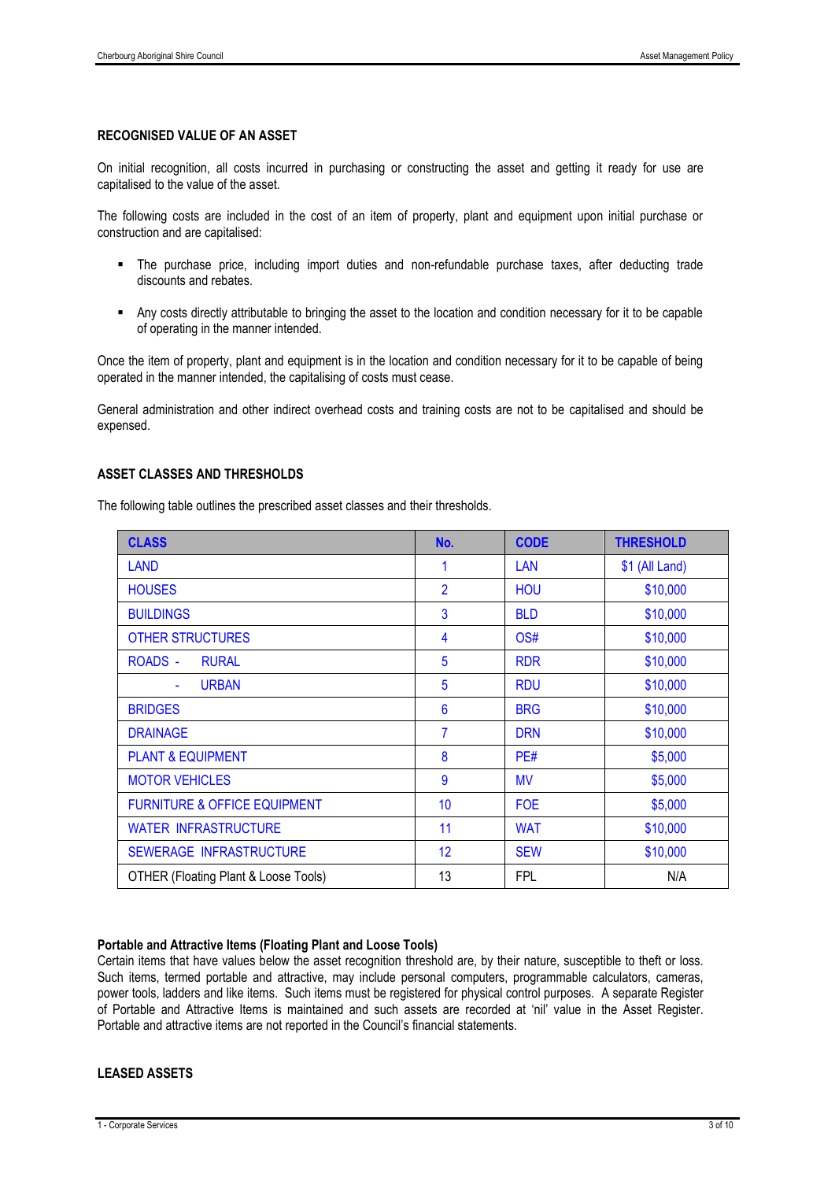## RECOGNISED VALUE OF AN ASSET

On initial recognition, all costs incurred in purchasing or constructing the asset and getting it ready for use are capitalised to the value of the asset.

The following costs are included in the cost of an item of property, plant and equipment upon initial purchase or construction and are capitalised:

- The purchase price, including import duties and non-refundable purchase taxes, after deducting trade discounts and rebates.
- Any costs directly attributable to bringing the asset to the location and condition necessary for it to be capable of operating in the manner intended.

Once the item of property, plant and equipment is in the location and condition necessary for it to be capable of being operated in the manner intended, the capitalising of costs must cease.

General administration and other indirect overhead costs and training costs are not to be capitalised and should be expensed.

## ASSET CLASSES AND THRESHOLDS

The following table outlines the prescribed asset classes and their thresholds.

| CLASS | No. | CODE | THRESHOLD |
|---|---|---|---|
| LAND | 1 | LAN | $1 (All Land) |
| HOUSES | 2 | HOU | $10,000 |
| BUILDINGS | 3 | BLD | $10,000 |
| OTHER STRUCTURES | 4 | OS# | $10,000 |
| ROADS - RURAL | 5 | RDR | $10,000 |
| - URBAN | 5 | RDU | $10,000 |
| BRIDGES | 6 | BRG | $10,000 |
| DRAINAGE | 7 | DRN | $10,000 |
| PLANT & EQUIPMENT | 8 | PE# | $5,000 |
| MOTOR VEHICLES | 9 | MV | $5,000 |
| FURNITURE & OFFICE EQUIPMENT | 10 | FOE | $5,000 |
| WATER INFRASTRUCTURE | 11 | WAT | $10,000 |
| SEWERAGE INFRASTRUCTURE | 12 | SEW | $10,000 |
| OTHER (Floating Plant & Loose Tools) | 13 | FPL | N/A |

### Portable and Attractive Items (Floating Plant and Loose Tools)

Certain items that have values below the asset recognition threshold are, by their nature, susceptible to theft or loss. Such items, termed portable and attractive, may include personal computers, programmable calculators, cameras, power tools, ladders and like items. Such items must be registered for physical control purposes. A separate Register of Portable and Attractive Items is maintained and such assets are recorded at 'nil' value in the Asset Register. Portable and attractive items are not reported in the Council's financial statements.

## LEASED ASSETS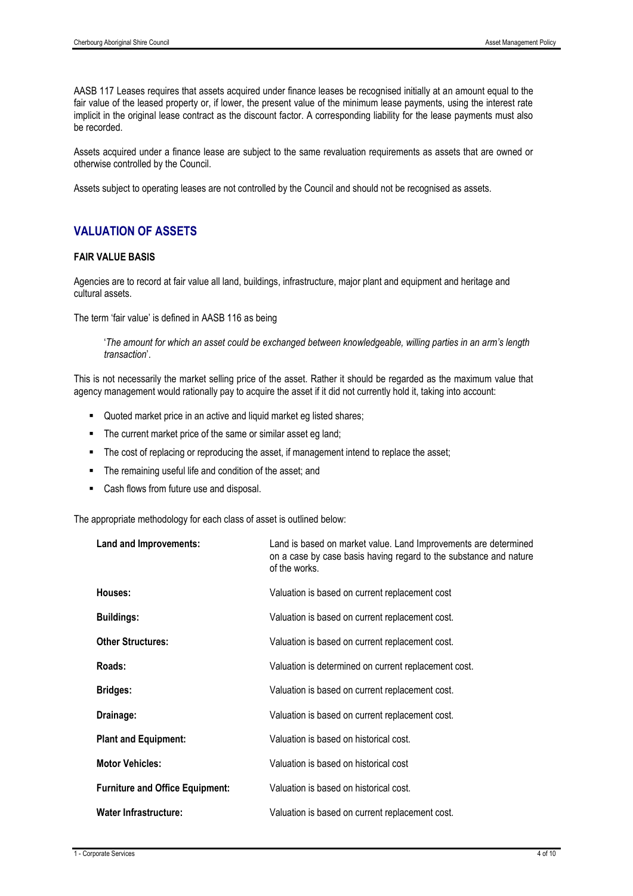AASB 117 Leases requires that assets acquired under finance leases be recognised initially at an amount equal to the fair value of the leased property or, if lower, the present value of the minimum lease payments, using the interest rate implicit in the original lease contract as the discount factor. A corresponding liability for the lease payments must also be recorded.

Assets acquired under a finance lease are subject to the same revaluation requirements as assets that are owned or otherwise controlled by the Council.

Assets subject to operating leases are not controlled by the Council and should not be recognised as assets.

## VALUATION OF ASSETS

### FAIR VALUE BASIS

Agencies are to record at fair value all land, buildings, infrastructure, major plant and equipment and heritage and cultural assets.

The term 'fair value' is defined in AASB 116 as being

> '*The amount for which an asset could be exchanged between knowledgeable, willing parties in an arm's length transaction*'.

This is not necessarily the market selling price of the asset. Rather it should be regarded as the maximum value that agency management would rationally pay to acquire the asset if it did not currently hold it, taking into account:

- Quoted market price in an active and liquid market eg listed shares;
- The current market price of the same or similar asset eg land;
- The cost of replacing or reproducing the asset, if management intend to replace the asset;
- The remaining useful life and condition of the asset; and
- Cash flows from future use and disposal.

The appropriate methodology for each class of asset is outlined below:

| | |
|---|---|
| **Land and Improvements:** | Land is based on market value. Land Improvements are determined on a case by case basis having regard to the substance and nature of the works. |
| **Houses:** | Valuation is based on current replacement cost |
| **Buildings:** | Valuation is based on current replacement cost. |
| **Other Structures:** | Valuation is based on current replacement cost. |
| **Roads:** | Valuation is determined on current replacement cost. |
| **Bridges:** | Valuation is based on current replacement cost. |
| **Drainage:** | Valuation is based on current replacement cost. |
| **Plant and Equipment:** | Valuation is based on historical cost. |
| **Motor Vehicles:** | Valuation is based on historical cost |
| **Furniture and Office Equipment:** | Valuation is based on historical cost. |
| **Water Infrastructure:** | Valuation is based on current replacement cost. |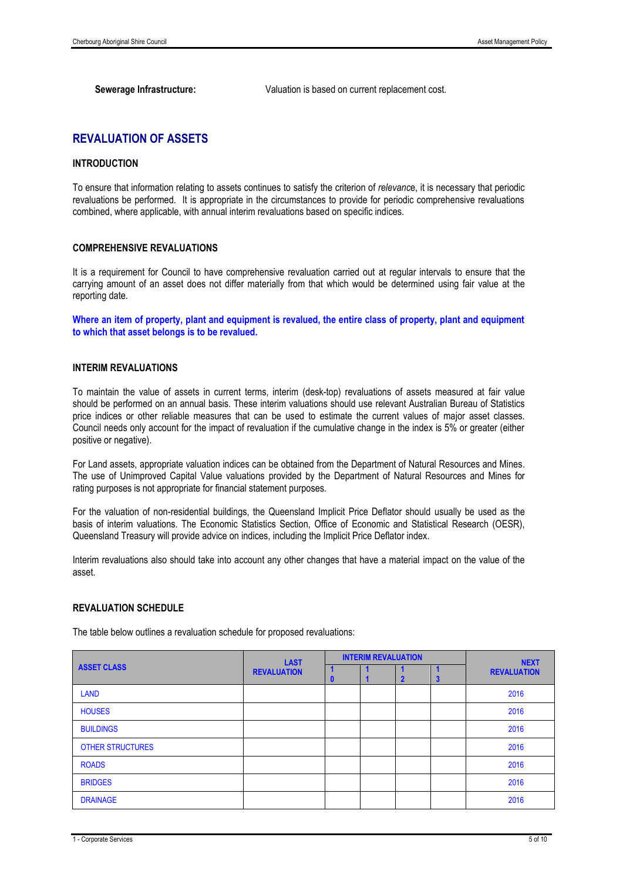**Sewerage Infrastructure:** Valuation is based on current replacement cost.

## REVALUATION OF ASSETS

### INTRODUCTION

To ensure that information relating to assets continues to satisfy the criterion of *relevance*, it is necessary that periodic revaluations be performed. It is appropriate in the circumstances to provide for periodic comprehensive revaluations combined, where applicable, with annual interim revaluations based on specific indices.

### COMPREHENSIVE REVALUATIONS

It is a requirement for Council to have comprehensive revaluation carried out at regular intervals to ensure that the carrying amount of an asset does not differ materially from that which would be determined using fair value at the reporting date.

**Where an item of property, plant and equipment is revalued, the entire class of property, plant and equipment to which that asset belongs is to be revalued.**

### INTERIM REVALUATIONS

To maintain the value of assets in current terms, interim (desk-top) revaluations of assets measured at fair value should be performed on an annual basis. These interim valuations should use relevant Australian Bureau of Statistics price indices or other reliable measures that can be used to estimate the current values of major asset classes. Council needs only account for the impact of revaluation if the cumulative change in the index is 5% or greater (either positive or negative).

For Land assets, appropriate valuation indices can be obtained from the Department of Natural Resources and Mines. The use of Unimproved Capital Value valuations provided by the Department of Natural Resources and Mines for rating purposes is not appropriate for financial statement purposes.

For the valuation of non-residential buildings, the Queensland Implicit Price Deflator should usually be used as the basis of interim valuations. The Economic Statistics Section, Office of Economic and Statistical Research (OESR), Queensland Treasury will provide advice on indices, including the Implicit Price Deflator index.

Interim revaluations also should take into account any other changes that have a material impact on the value of the asset.

### REVALUATION SCHEDULE

The table below outlines a revaluation schedule for proposed revaluations:

| ASSET CLASS | LAST REVALUATION | INTERIM REVALUATION | | | | NEXT REVALUATION |
|---|---|---|---|---|---|---|
| | | 10 | 11 | 12 | 13 | |
| LAND | | | | | | 2016 |
| HOUSES | | | | | | 2016 |
| BUILDINGS | | | | | | 2016 |
| OTHER STRUCTURES | | | | | | 2016 |
| ROADS | | | | | | 2016 |
| BRIDGES | | | | | | 2016 |
| DRAINAGE | | | | | | 2016 |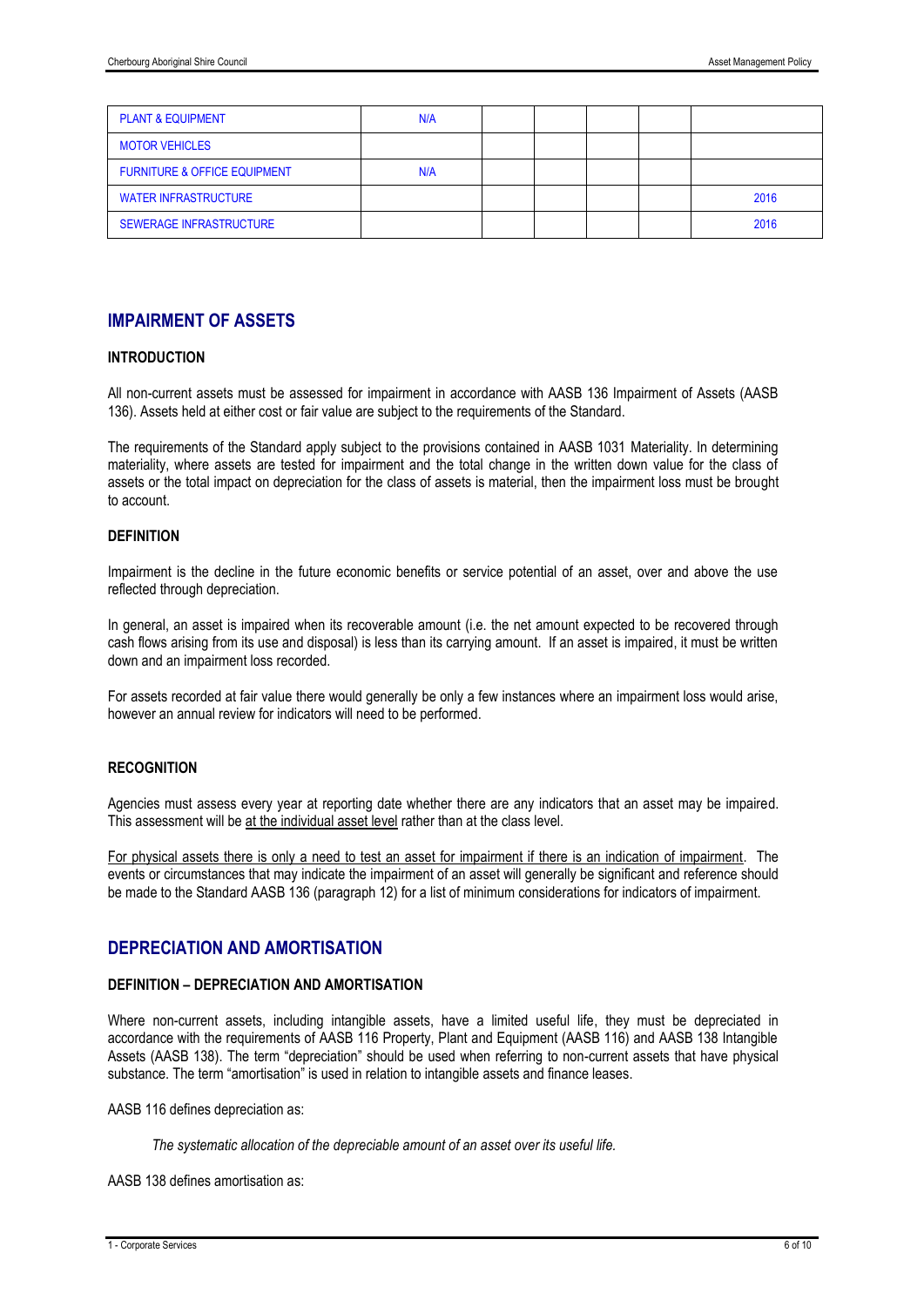| | | | | | | |
|---|---|---|---|---|---|---|
| PLANT & EQUIPMENT | N/A | | | | | |
| MOTOR VEHICLES | | | | | | |
| FURNITURE & OFFICE EQUIPMENT | N/A | | | | | |
| WATER INFRASTRUCTURE | | | | | | 2016 |
| SEWERAGE INFRASTRUCTURE | | | | | | 2016 |

## IMPAIRMENT OF ASSETS

### INTRODUCTION

All non-current assets must be assessed for impairment in accordance with AASB 136 Impairment of Assets (AASB 136). Assets held at either cost or fair value are subject to the requirements of the Standard.

The requirements of the Standard apply subject to the provisions contained in AASB 1031 Materiality. In determining materiality, where assets are tested for impairment and the total change in the written down value for the class of assets or the total impact on depreciation for the class of assets is material, then the impairment loss must be brought to account.

### DEFINITION

Impairment is the decline in the future economic benefits or service potential of an asset, over and above the use reflected through depreciation.

In general, an asset is impaired when its recoverable amount (i.e. the net amount expected to be recovered through cash flows arising from its use and disposal) is less than its carrying amount. If an asset is impaired, it must be written down and an impairment loss recorded.

For assets recorded at fair value there would generally be only a few instances where an impairment loss would arise, however an annual review for indicators will need to be performed.

### RECOGNITION

Agencies must assess every year at reporting date whether there are any indicators that an asset may be impaired. This assessment will be at the individual asset level rather than at the class level.

For physical assets there is only a need to test an asset for impairment if there is an indication of impairment. The events or circumstances that may indicate the impairment of an asset will generally be significant and reference should be made to the Standard AASB 136 (paragraph 12) for a list of minimum considerations for indicators of impairment.

## DEPRECIATION AND AMORTISATION

### DEFINITION – DEPRECIATION AND AMORTISATION

Where non-current assets, including intangible assets, have a limited useful life, they must be depreciated in accordance with the requirements of AASB 116 Property, Plant and Equipment (AASB 116) and AASB 138 Intangible Assets (AASB 138). The term "depreciation" should be used when referring to non-current assets that have physical substance. The term "amortisation" is used in relation to intangible assets and finance leases.

AASB 116 defines depreciation as:

*The systematic allocation of the depreciable amount of an asset over its useful life.*

AASB 138 defines amortisation as: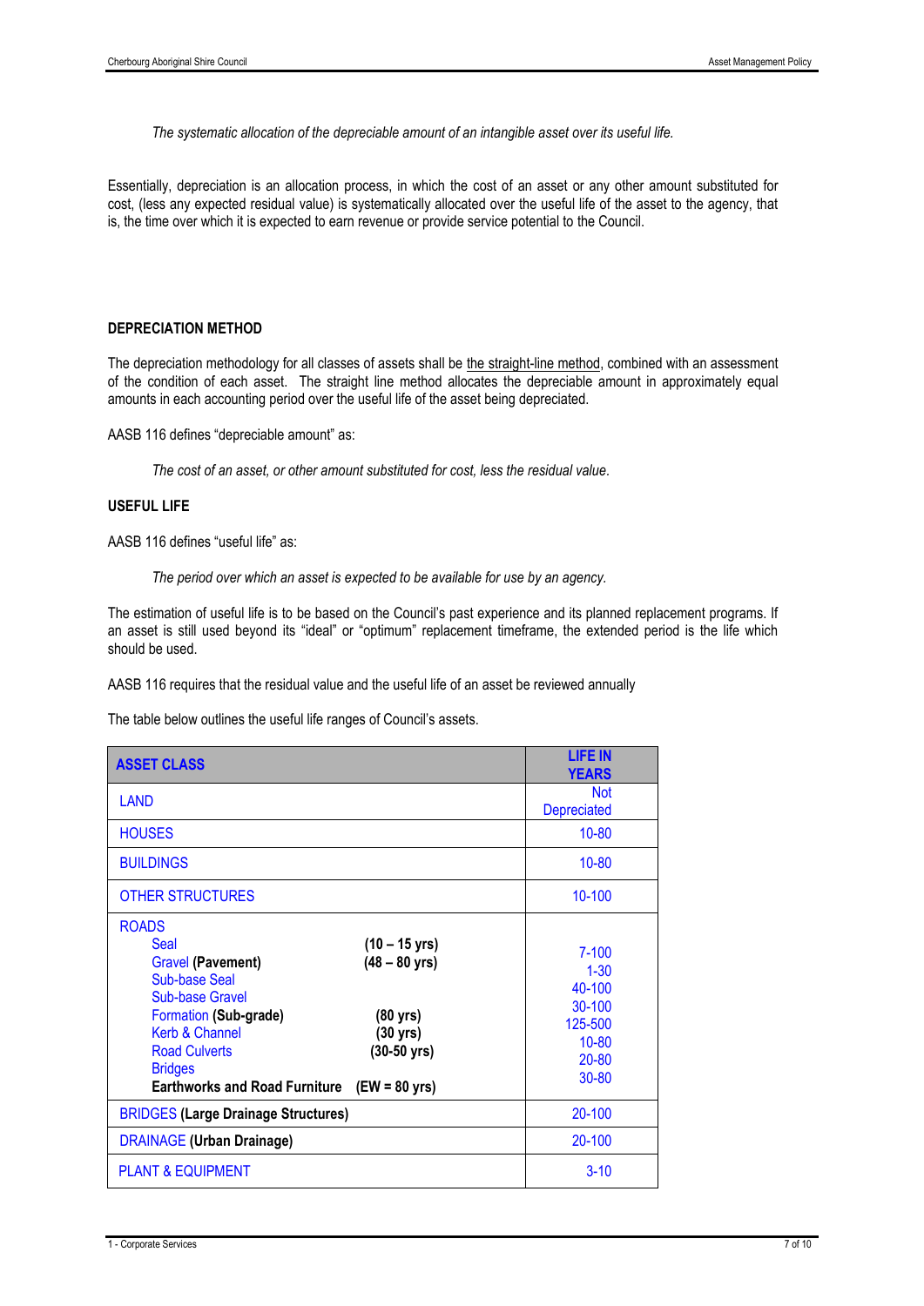*The systematic allocation of the depreciable amount of an intangible asset over its useful life.*

Essentially, depreciation is an allocation process, in which the cost of an asset or any other amount substituted for cost, (less any expected residual value) is systematically allocated over the useful life of the asset to the agency, that is, the time over which it is expected to earn revenue or provide service potential to the Council.

**DEPRECIATION METHOD**

The depreciation methodology for all classes of assets shall be the straight-line method, combined with an assessment of the condition of each asset. The straight line method allocates the depreciable amount in approximately equal amounts in each accounting period over the useful life of the asset being depreciated.

AASB 116 defines "depreciable amount" as:

*The cost of an asset, or other amount substituted for cost, less the residual value.*

**USEFUL LIFE**

AASB 116 defines "useful life" as:

*The period over which an asset is expected to be available for use by an agency.*

The estimation of useful life is to be based on the Council's past experience and its planned replacement programs. If an asset is still used beyond its "ideal" or "optimum" replacement timeframe, the extended period is the life which should be used.

AASB 116 requires that the residual value and the useful life of an asset be reviewed annually

The table below outlines the useful life ranges of Council's assets.

| ASSET CLASS | | LIFE IN YEARS |
|---|---|---|
| LAND | | Not Depreciated |
| HOUSES | | 10-80 |
| BUILDINGS | | 10-80 |
| OTHER STRUCTURES | | 10-100 |
| ROADS | | |
| Seal | (10 – 15 yrs) | 7-100 |
| Gravel **(Pavement)** | (48 – 80 yrs) | 1-30 |
| Sub-base Seal | | 40-100 |
| Sub-base Gravel | | 30-100 |
| Formation **(Sub-grade)** | (80 yrs) | 125-500 |
| Kerb & Channel | (30 yrs) | 10-80 |
| Road Culverts | (30-50 yrs) | 20-80 |
| Bridges | | 30-80 |
| **Earthworks and Road Furniture** | (EW = 80 yrs) | |
| BRIDGES **(Large Drainage Structures)** | | 20-100 |
| DRAINAGE **(Urban Drainage)** | | 20-100 |
| PLANT & EQUIPMENT | | 3-10 |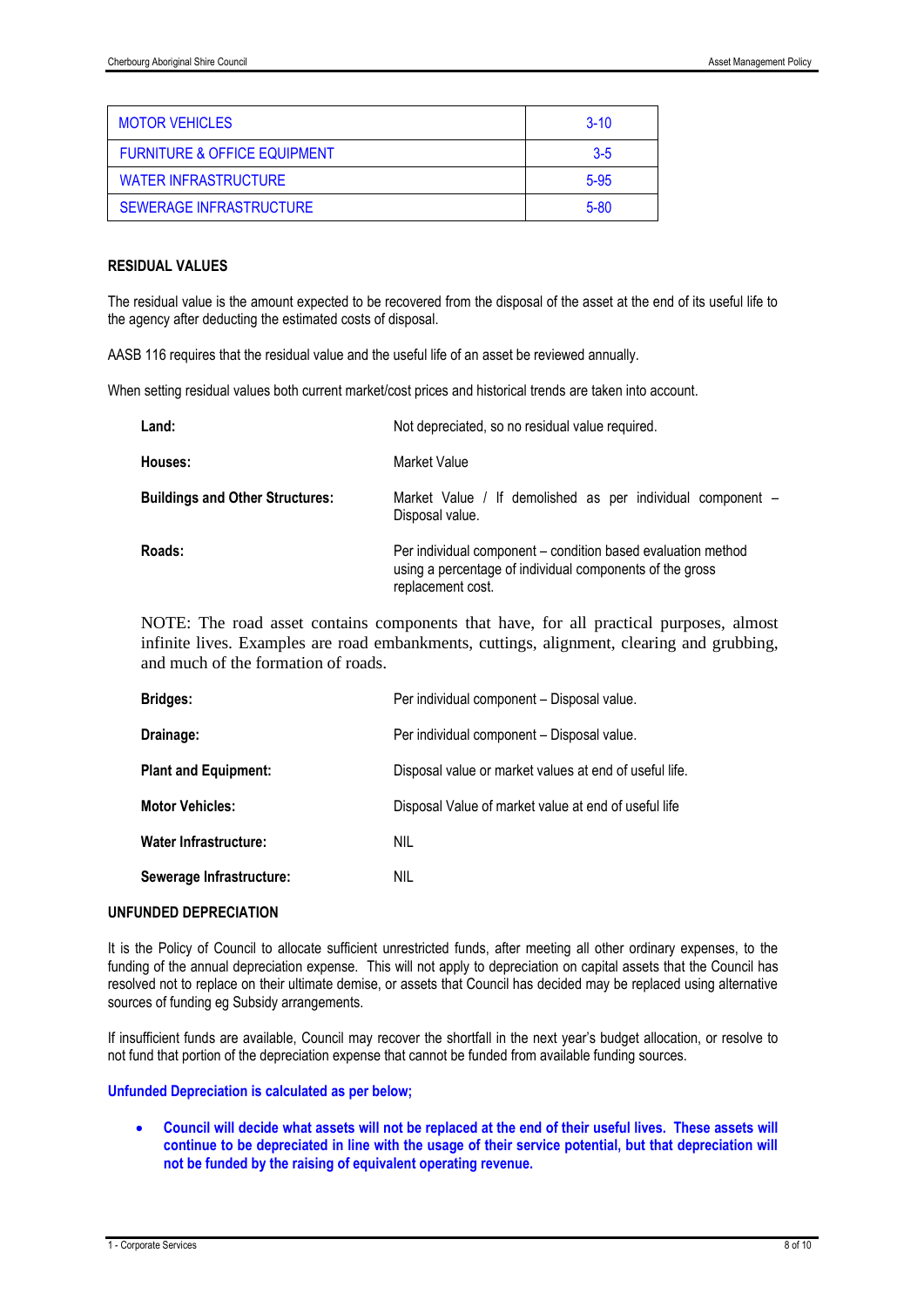| MOTOR VEHICLES | 3-10 |
|---|---|
| FURNITURE & OFFICE EQUIPMENT | 3-5 |
| WATER INFRASTRUCTURE | 5-95 |
| SEWERAGE INFRASTRUCTURE | 5-80 |

**RESIDUAL VALUES**

The residual value is the amount expected to be recovered from the disposal of the asset at the end of its useful life to the agency after deducting the estimated costs of disposal.

AASB 116 requires that the residual value and the useful life of an asset be reviewed annually.

When setting residual values both current market/cost prices and historical trends are taken into account.

**Land:** Not depreciated, so no residual value required.

**Houses:** Market Value

**Buildings and Other Structures:** Market Value / If demolished as per individual component – Disposal value.

**Roads:** Per individual component – condition based evaluation method using a percentage of individual components of the gross replacement cost.

NOTE: The road asset contains components that have, for all practical purposes, almost infinite lives. Examples are road embankments, cuttings, alignment, clearing and grubbing, and much of the formation of roads.

**Bridges:** Per individual component – Disposal value.

**Drainage:** Per individual component – Disposal value.

**Plant and Equipment:** Disposal value or market values at end of useful life.

**Motor Vehicles:** Disposal Value of market value at end of useful life

**Water Infrastructure:** NIL

**Sewerage Infrastructure:** NIL

**UNFUNDED DEPRECIATION**

It is the Policy of Council to allocate sufficient unrestricted funds, after meeting all other ordinary expenses, to the funding of the annual depreciation expense. This will not apply to depreciation on capital assets that the Council has resolved not to replace on their ultimate demise, or assets that Council has decided may be replaced using alternative sources of funding eg Subsidy arrangements.

If insufficient funds are available, Council may recover the shortfall in the next year's budget allocation, or resolve to not fund that portion of the depreciation expense that cannot be funded from available funding sources.

**Unfunded Depreciation is calculated as per below;**

- **Council will decide what assets will not be replaced at the end of their useful lives. These assets will continue to be depreciated in line with the usage of their service potential, but that depreciation will not be funded by the raising of equivalent operating revenue.**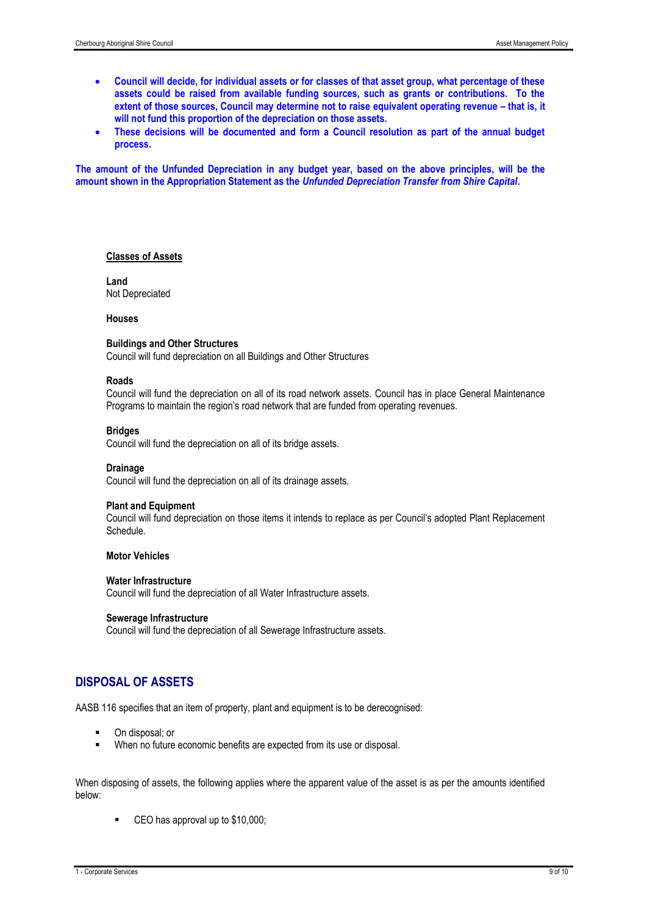- **Council will decide, for individual assets or for classes of that asset group, what percentage of these assets could be raised from available funding sources, such as grants or contributions. To the extent of those sources, Council may determine not to raise equivalent operating revenue – that is, it will not fund this proportion of the depreciation on those assets.**
- **These decisions will be documented and form a Council resolution as part of the annual budget process.**

**The amount of the Unfunded Depreciation in any budget year, based on the above principles, will be the amount shown in the Appropriation Statement as the *Unfunded Depreciation Transfer from Shire Capital*.**

**Classes of Assets**

**Land**
Not Depreciated

**Houses**

**Buildings and Other Structures**
Council will fund depreciation on all Buildings and Other Structures

**Roads**
Council will fund the depreciation on all of its road network assets. Council has in place General Maintenance Programs to maintain the region's road network that are funded from operating revenues.

**Bridges**
Council will fund the depreciation on all of its bridge assets.

**Drainage**
Council will fund the depreciation on all of its drainage assets.

**Plant and Equipment**
Council will fund depreciation on those items it intends to replace as per Council's adopted Plant Replacement Schedule.

**Motor Vehicles**

**Water Infrastructure**
Council will fund the depreciation of all Water Infrastructure assets.

**Sewerage Infrastructure**
Council will fund the depreciation of all Sewerage Infrastructure assets.

## DISPOSAL OF ASSETS

AASB 116 specifies that an item of property, plant and equipment is to be derecognised:

- On disposal; or
- When no future economic benefits are expected from its use or disposal.

When disposing of assets, the following applies where the apparent value of the asset is as per the amounts identified below:

- CEO has approval up to $10,000;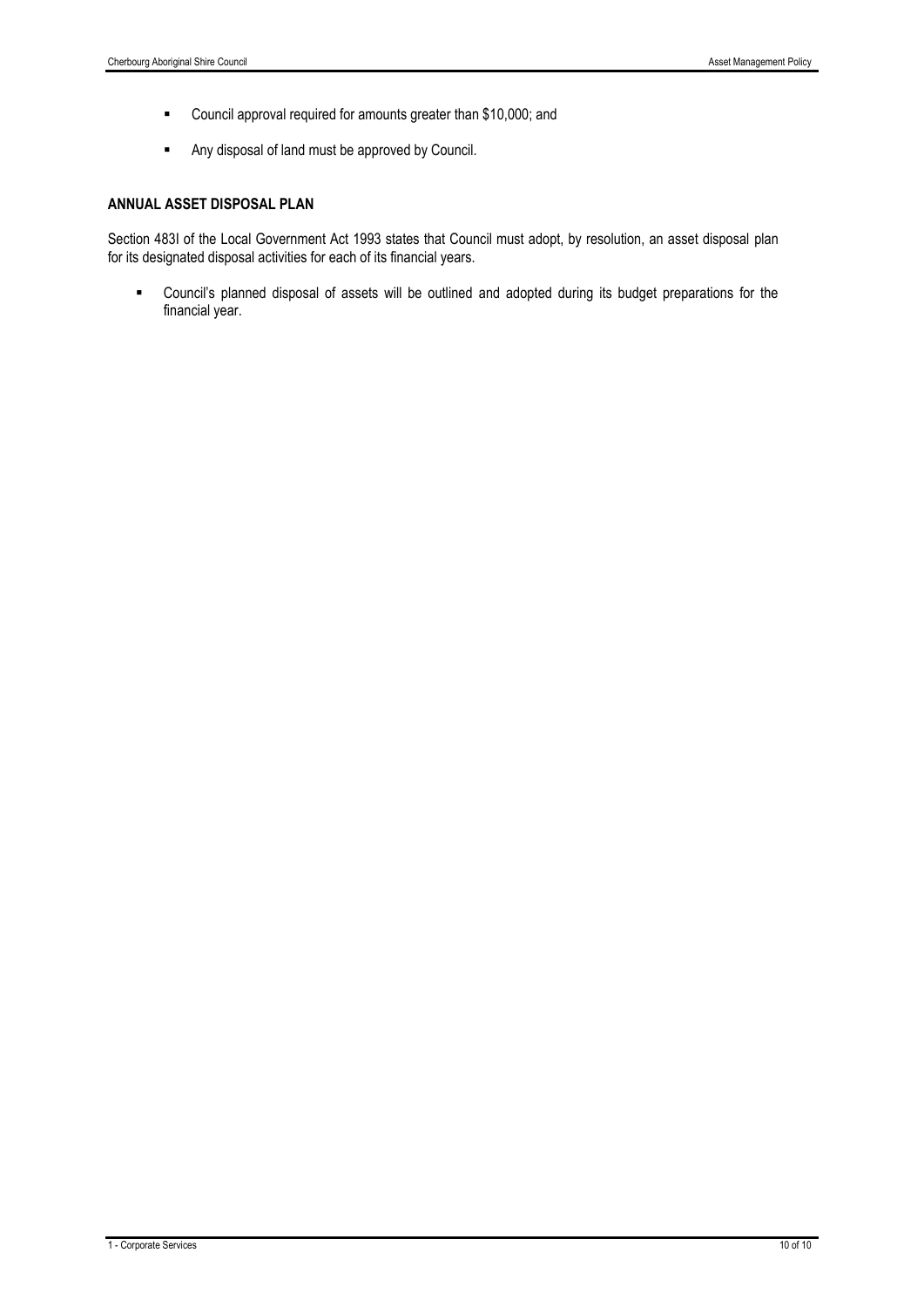- Council approval required for amounts greater than $10,000; and
- Any disposal of land must be approved by Council.

**ANNUAL ASSET DISPOSAL PLAN**

Section 483I of the Local Government Act 1993 states that Council must adopt, by resolution, an asset disposal plan for its designated disposal activities for each of its financial years.

- Council's planned disposal of assets will be outlined and adopted during its budget preparations for the financial year.